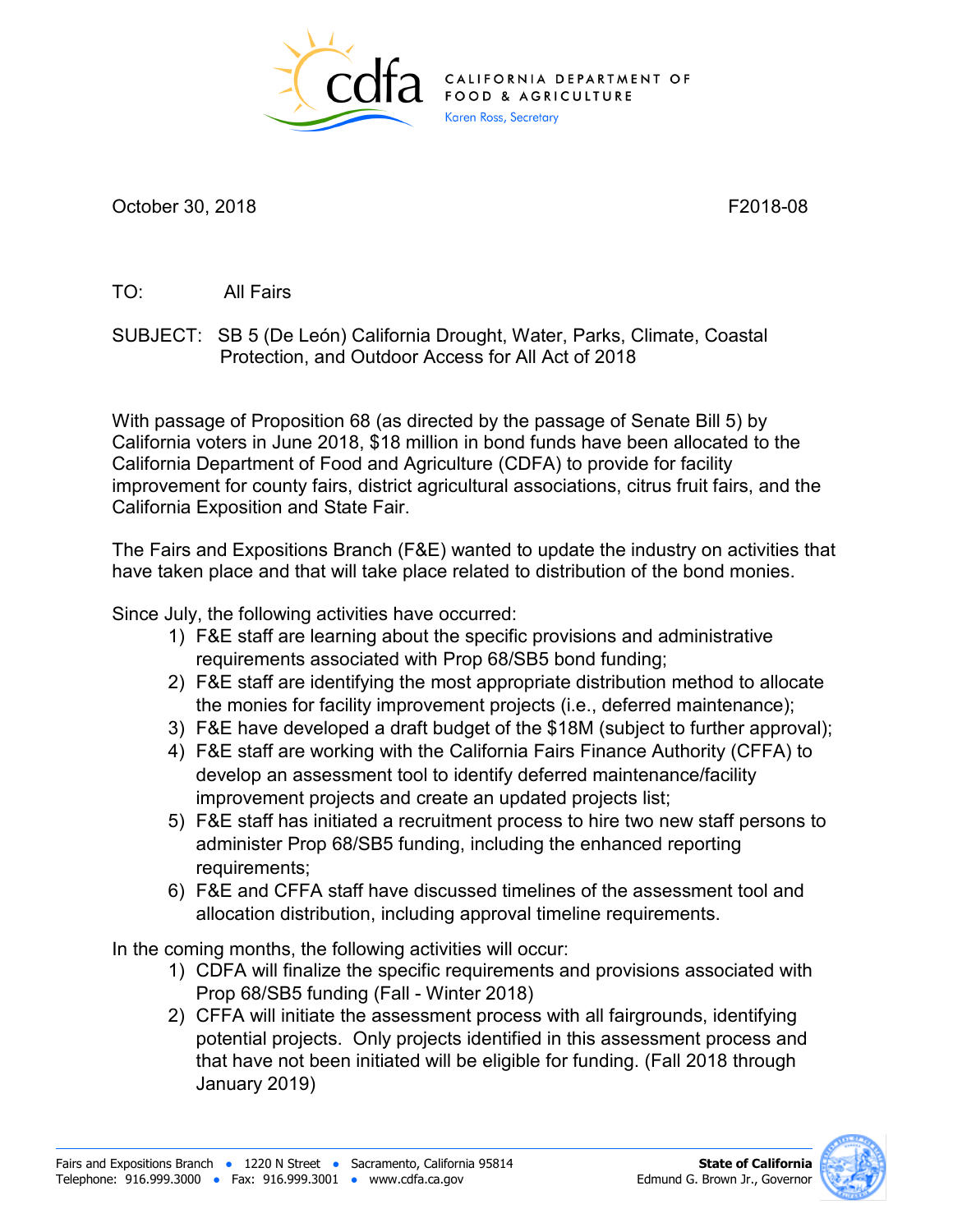CALIFORNIA DEPARTMENT OF FOOD & AGRICULTURE
Karen Ross, Secretary

October 30, 2018 F2018-08

TO: All Fairs

SUBJECT: SB 5 (De León) California Drought, Water, Parks, Climate, Coastal Protection, and Outdoor Access for All Act of 2018

With passage of Proposition 68 (as directed by the passage of Senate Bill 5) by California voters in June 2018, $18 million in bond funds have been allocated to the California Department of Food and Agriculture (CDFA) to provide for facility improvement for county fairs, district agricultural associations, citrus fruit fairs, and the California Exposition and State Fair.

The Fairs and Expositions Branch (F&E) wanted to update the industry on activities that have taken place and that will take place related to distribution of the bond monies.

Since July, the following activities have occurred:

1) F&E staff are learning about the specific provisions and administrative requirements associated with Prop 68/SB5 bond funding;
2) F&E staff are identifying the most appropriate distribution method to allocate the monies for facility improvement projects (i.e., deferred maintenance);
3) F&E have developed a draft budget of the $18M (subject to further approval);
4) F&E staff are working with the California Fairs Finance Authority (CFFA) to develop an assessment tool to identify deferred maintenance/facility improvement projects and create an updated projects list;
5) F&E staff has initiated a recruitment process to hire two new staff persons to administer Prop 68/SB5 funding, including the enhanced reporting requirements;
6) F&E and CFFA staff have discussed timelines of the assessment tool and allocation distribution, including approval timeline requirements.

In the coming months, the following activities will occur:

1) CDFA will finalize the specific requirements and provisions associated with Prop 68/SB5 funding (Fall - Winter 2018)
2) CFFA will initiate the assessment process with all fairgrounds, identifying potential projects. Only projects identified in this assessment process and that have not been initiated will be eligible for funding. (Fall 2018 through January 2019)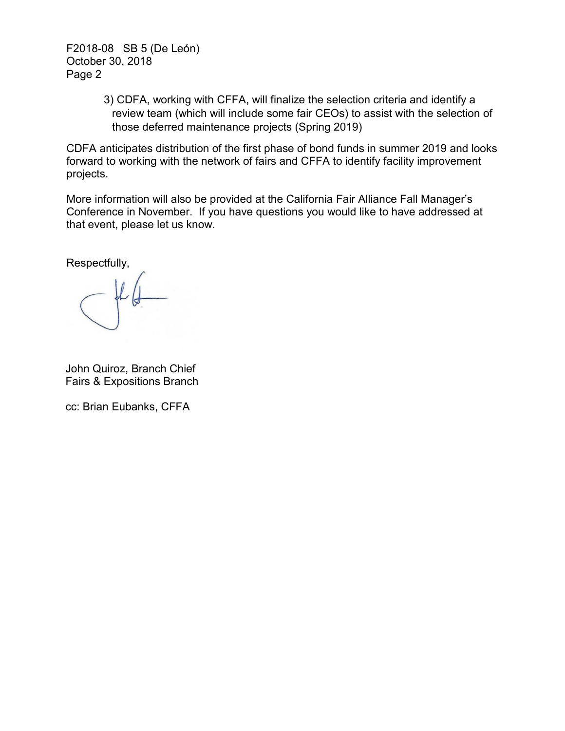3) CDFA, working with CFFA, will finalize the selection criteria and identify a review team (which will include some fair CEOs) to assist with the selection of those deferred maintenance projects (Spring 2019)

CDFA anticipates distribution of the first phase of bond funds in summer 2019 and looks forward to working with the network of fairs and CFFA to identify facility improvement projects.

More information will also be provided at the California Fair Alliance Fall Manager's Conference in November. If you have questions you would like to have addressed at that event, please let us know.

Respectfully,

John Quiroz, Branch Chief
Fairs & Expositions Branch

cc: Brian Eubanks, CFFA